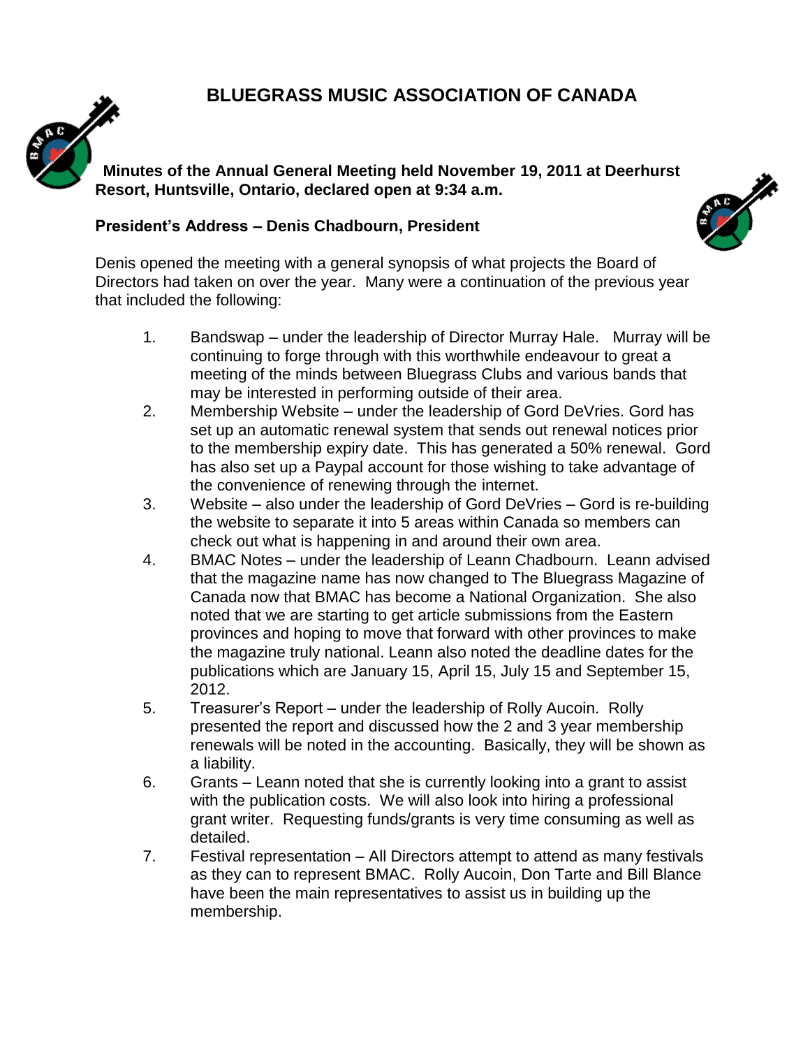# BLUEGRASS MUSIC ASSOCIATION OF CANADA

**Minutes of the Annual General Meeting held November 19, 2011 at Deerhurst Resort, Huntsville, Ontario, declared open at 9:34 a.m.**

**President's Address – Denis Chadbourn, President**

Denis opened the meeting with a general synopsis of what projects the Board of Directors had taken on over the year. Many were a continuation of the previous year that included the following:

1. Bandswap – under the leadership of Director Murray Hale. Murray will be continuing to forge through with this worthwhile endeavour to great a meeting of the minds between Bluegrass Clubs and various bands that may be interested in performing outside of their area.
2. Membership Website – under the leadership of Gord DeVries. Gord has set up an automatic renewal system that sends out renewal notices prior to the membership expiry date. This has generated a 50% renewal. Gord has also set up a Paypal account for those wishing to take advantage of the convenience of renewing through the internet.
3. Website – also under the leadership of Gord DeVries – Gord is re-building the website to separate it into 5 areas within Canada so members can check out what is happening in and around their own area.
4. BMAC Notes – under the leadership of Leann Chadbourn. Leann advised that the magazine name has now changed to The Bluegrass Magazine of Canada now that BMAC has become a National Organization. She also noted that we are starting to get article submissions from the Eastern provinces and hoping to move that forward with other provinces to make the magazine truly national. Leann also noted the deadline dates for the publications which are January 15, April 15, July 15 and September 15, 2012.
5. Treasurer's Report – under the leadership of Rolly Aucoin. Rolly presented the report and discussed how the 2 and 3 year membership renewals will be noted in the accounting. Basically, they will be shown as a liability.
6. Grants – Leann noted that she is currently looking into a grant to assist with the publication costs. We will also look into hiring a professional grant writer. Requesting funds/grants is very time consuming as well as detailed.
7. Festival representation – All Directors attempt to attend as many festivals as they can to represent BMAC. Rolly Aucoin, Don Tarte and Bill Blance have been the main representatives to assist us in building up the membership.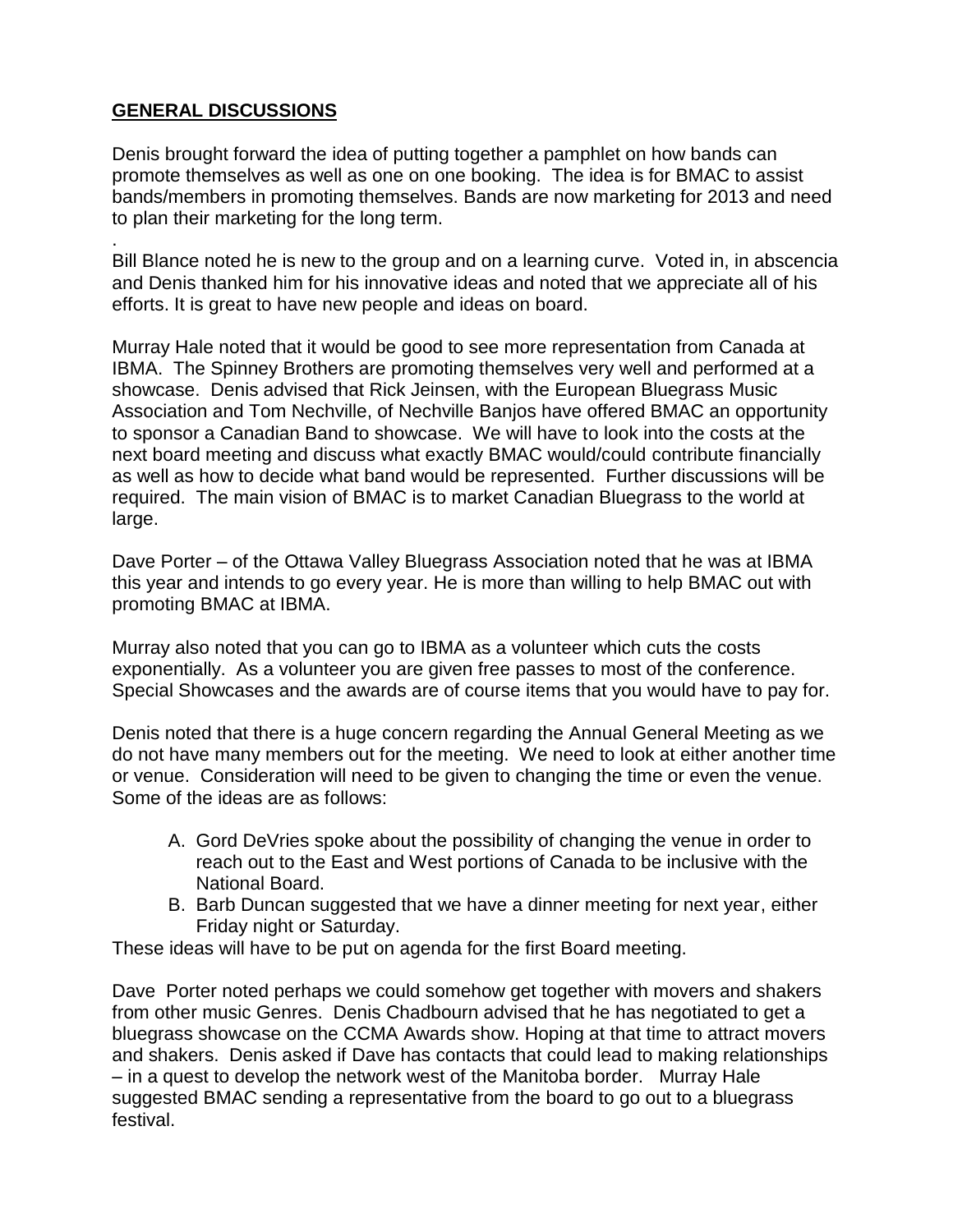**GENERAL DISCUSSIONS**

Denis brought forward the idea of putting together a pamphlet on how bands can promote themselves as well as one on one booking. The idea is for BMAC to assist bands/members in promoting themselves. Bands are now marketing for 2013 and need to plan their marketing for the long term.

.
Bill Blance noted he is new to the group and on a learning curve. Voted in, in abscencia and Denis thanked him for his innovative ideas and noted that we appreciate all of his efforts. It is great to have new people and ideas on board.

Murray Hale noted that it would be good to see more representation from Canada at IBMA. The Spinney Brothers are promoting themselves very well and performed at a showcase. Denis advised that Rick Jeinsen, with the European Bluegrass Music Association and Tom Nechville, of Nechville Banjos have offered BMAC an opportunity to sponsor a Canadian Band to showcase. We will have to look into the costs at the next board meeting and discuss what exactly BMAC would/could contribute financially as well as how to decide what band would be represented. Further discussions will be required. The main vision of BMAC is to market Canadian Bluegrass to the world at large.

Dave Porter – of the Ottawa Valley Bluegrass Association noted that he was at IBMA this year and intends to go every year. He is more than willing to help BMAC out with promoting BMAC at IBMA.

Murray also noted that you can go to IBMA as a volunteer which cuts the costs exponentially. As a volunteer you are given free passes to most of the conference. Special Showcases and the awards are of course items that you would have to pay for.

Denis noted that there is a huge concern regarding the Annual General Meeting as we do not have many members out for the meeting. We need to look at either another time or venue. Consideration will need to be given to changing the time or even the venue. Some of the ideas are as follows:

A. Gord DeVries spoke about the possibility of changing the venue in order to reach out to the East and West portions of Canada to be inclusive with the National Board.
B. Barb Duncan suggested that we have a dinner meeting for next year, either Friday night or Saturday.

These ideas will have to be put on agenda for the first Board meeting.

Dave Porter noted perhaps we could somehow get together with movers and shakers from other music Genres. Denis Chadbourn advised that he has negotiated to get a bluegrass showcase on the CCMA Awards show. Hoping at that time to attract movers and shakers. Denis asked if Dave has contacts that could lead to making relationships – in a quest to develop the network west of the Manitoba border. Murray Hale suggested BMAC sending a representative from the board to go out to a bluegrass festival.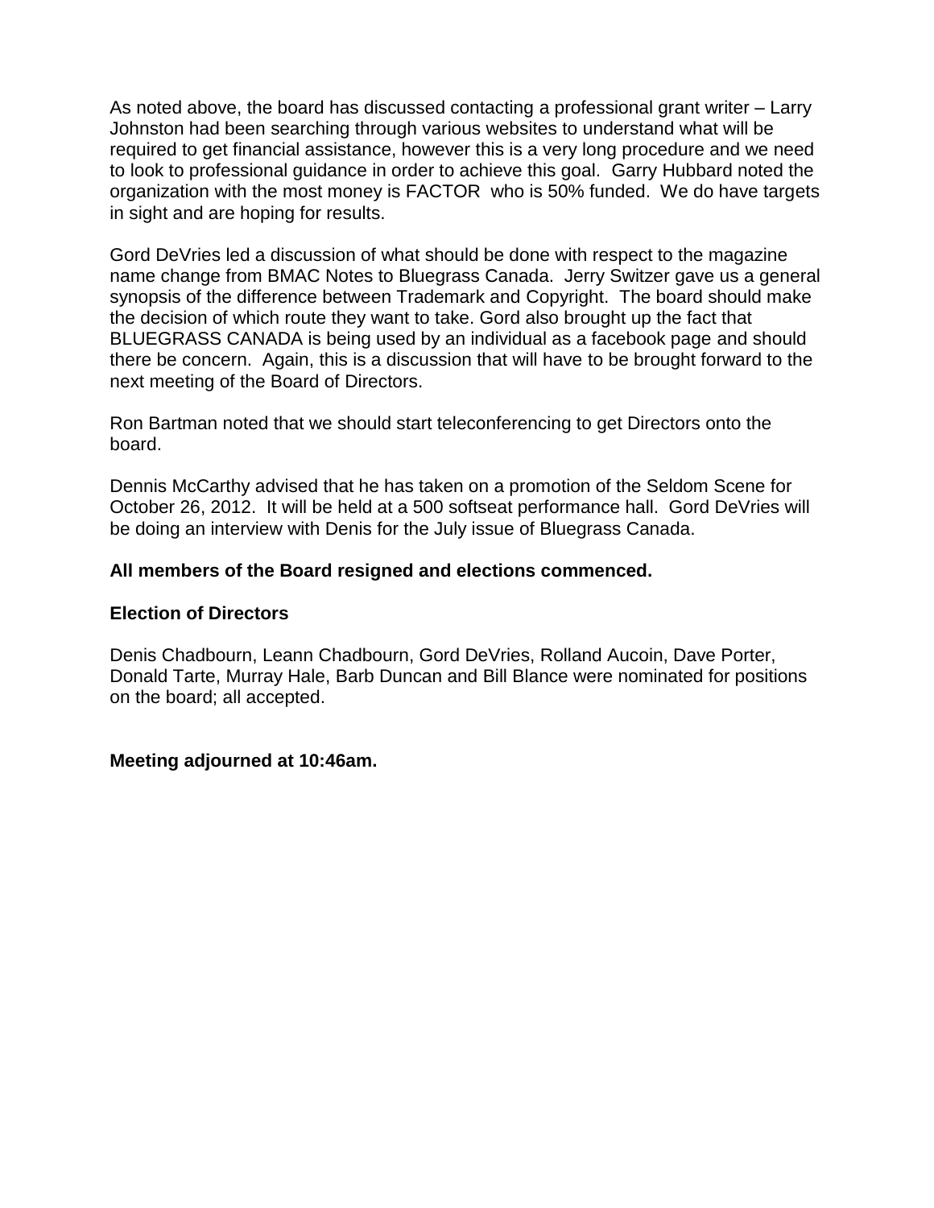As noted above, the board has discussed contacting a professional grant writer – Larry Johnston had been searching through various websites to understand what will be required to get financial assistance, however this is a very long procedure and we need to look to professional guidance in order to achieve this goal. Garry Hubbard noted the organization with the most money is FACTOR who is 50% funded. We do have targets in sight and are hoping for results.

Gord DeVries led a discussion of what should be done with respect to the magazine name change from BMAC Notes to Bluegrass Canada. Jerry Switzer gave us a general synopsis of the difference between Trademark and Copyright. The board should make the decision of which route they want to take. Gord also brought up the fact that BLUEGRASS CANADA is being used by an individual as a facebook page and should there be concern. Again, this is a discussion that will have to be brought forward to the next meeting of the Board of Directors.

Ron Bartman noted that we should start teleconferencing to get Directors onto the board.

Dennis McCarthy advised that he has taken on a promotion of the Seldom Scene for October 26, 2012. It will be held at a 500 softseat performance hall. Gord DeVries will be doing an interview with Denis for the July issue of Bluegrass Canada.

**All members of the Board resigned and elections commenced.**

**Election of Directors**

Denis Chadbourn, Leann Chadbourn, Gord DeVries, Rolland Aucoin, Dave Porter, Donald Tarte, Murray Hale, Barb Duncan and Bill Blance were nominated for positions on the board; all accepted.

**Meeting adjourned at 10:46am.**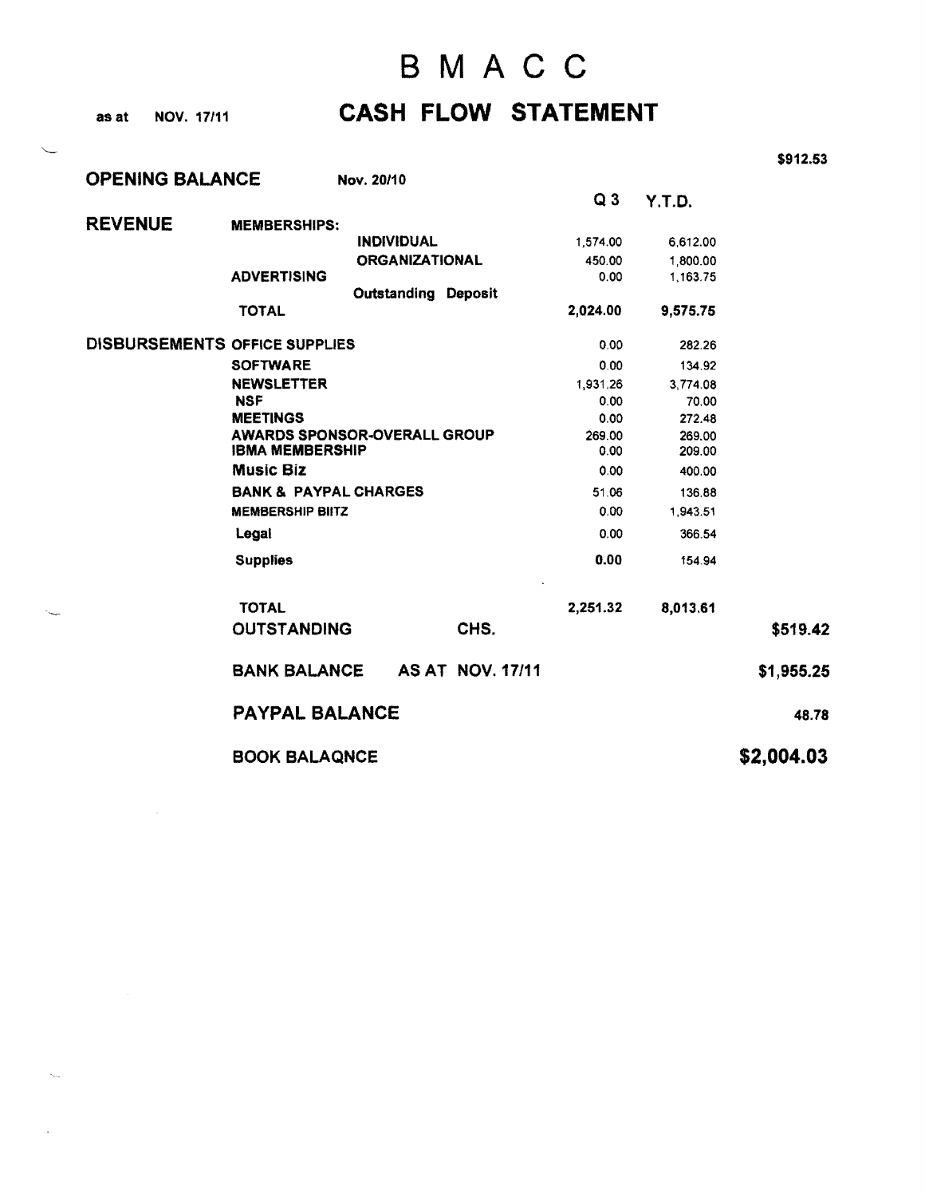# B M A C C

as at NOV. 17/11

## CASH FLOW STATEMENT

| | | | Q 3 | Y.T.D. | |
|---|---|---|---|---|---|
| **OPENING BALANCE** | Nov. 20/10 | | | | $912.53 |
| **REVENUE** | **MEMBERSHIPS:** | | | | |
| | | **INDIVIDUAL** | 1,574.00 | 6,612.00 | |
| | | **ORGANIZATIONAL** | 450.00 | 1,800.00 | |
| | **ADVERTISING** | | 0.00 | 1,163.75 | |
| | | **Outstanding Deposit** | | | |
| | **TOTAL** | | **2,024.00** | **9,575.75** | |
| **DISBURSEMENTS** | **OFFICE SUPPLIES** | | 0.00 | 282.26 | |
| | **SOFTWARE** | | 0.00 | 134.92 | |
| | **NEWSLETTER** | | 1,931.26 | 3,774.08 | |
| | **NSF** | | 0.00 | 70.00 | |
| | **MEETINGS** | | 0.00 | 272.48 | |
| | **AWARDS SPONSOR-OVERALL GROUP** | | 269.00 | 269.00 | |
| | **IBMA MEMBERSHIP** | | 0.00 | 209.00 | |
| | **Music Biz** | | 0.00 | 400.00 | |
| | **BANK & PAYPAL CHARGES** | | 51.06 | 136.88 | |
| | **MEMBERSHIP BIITZ** | | 0.00 | 1,943.51 | |
| | **Legal** | | 0.00 | 366.54 | |
| | **Supplies** | | **0.00** | 154.94 | |
| | **TOTAL** | | **2,251.32** | **8,013.61** | |
| | **OUTSTANDING** | **CHS.** | | | **$519.42** |
| | **BANK BALANCE** | **AS AT NOV. 17/11** | | | **$1,955.25** |
| | **PAYPAL BALANCE** | | | | **48.78** |
| | **BOOK BALAQNCE** | | | | **$2,004.03** |